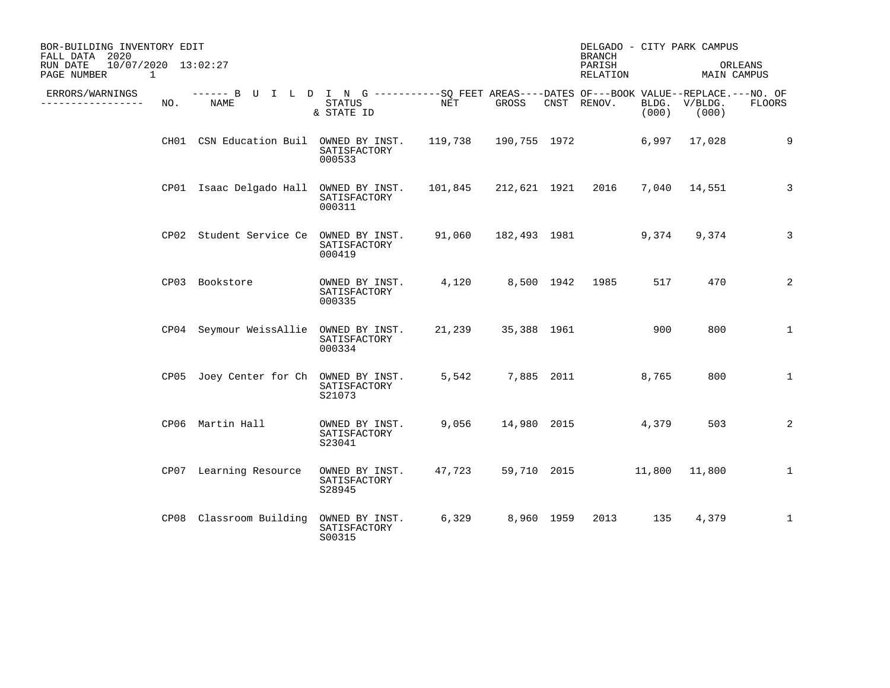BOR-BUILDING INVENTORY EDIT
FALL DATA 2020
RUN DATE 10/07/2020 13:02:27

DELGADO - CITY PARK CAMPUS
BRANCH
PARISH ORLEANS
RELATION MAIN CAMPUS

| ERRORS/WARNINGS | NO. | NAME | STATUS & STATE ID | NET | GROSS | CNST | RENOV. | BLDG. (000) | V/BLDG. (000) | FLOORS |
|---|---|---|---|---|---|---|---|---|---|---|
| | | ------ B U I L D I N G | ----------SQ FEET AREAS | | ----DATES OF | | ---BOOK VALUE | --REPLACE. | | ---NO. OF |
| | CH01 | CSN Education Buil | OWNED BY INST. SATISFACTORY 000533 | 119,738 | 190,755 | 1972 | | 6,997 | 17,028 | 9 |
| | CP01 | Isaac Delgado Hall | OWNED BY INST. SATISFACTORY 000311 | 101,845 | 212,621 | 1921 | 2016 | 7,040 | 14,551 | 3 |
| | CP02 | Student Service Ce | OWNED BY INST. SATISFACTORY 000419 | 91,060 | 182,493 | 1981 | | 9,374 | 9,374 | 3 |
| | CP03 | Bookstore | OWNED BY INST. SATISFACTORY 000335 | 4,120 | 8,500 | 1942 | 1985 | 517 | 470 | 2 |
| | CP04 | Seymour WeissAllie | OWNED BY INST. SATISFACTORY 000334 | 21,239 | 35,388 | 1961 | | 900 | 800 | 1 |
| | CP05 | Joey Center for Ch | OWNED BY INST. SATISFACTORY S21073 | 5,542 | 7,885 | 2011 | | 8,765 | 800 | 1 |
| | CP06 | Martin Hall | OWNED BY INST. SATISFACTORY S23041 | 9,056 | 14,980 | 2015 | | 4,379 | 503 | 2 |
| | CP07 | Learning Resource | OWNED BY INST. SATISFACTORY S28945 | 47,723 | 59,710 | 2015 | | 11,800 | 11,800 | 1 |
| | CP08 | Classroom Building | OWNED BY INST. SATISFACTORY S00315 | 6,329 | 8,960 | 1959 | 2013 | 135 | 4,379 | 1 |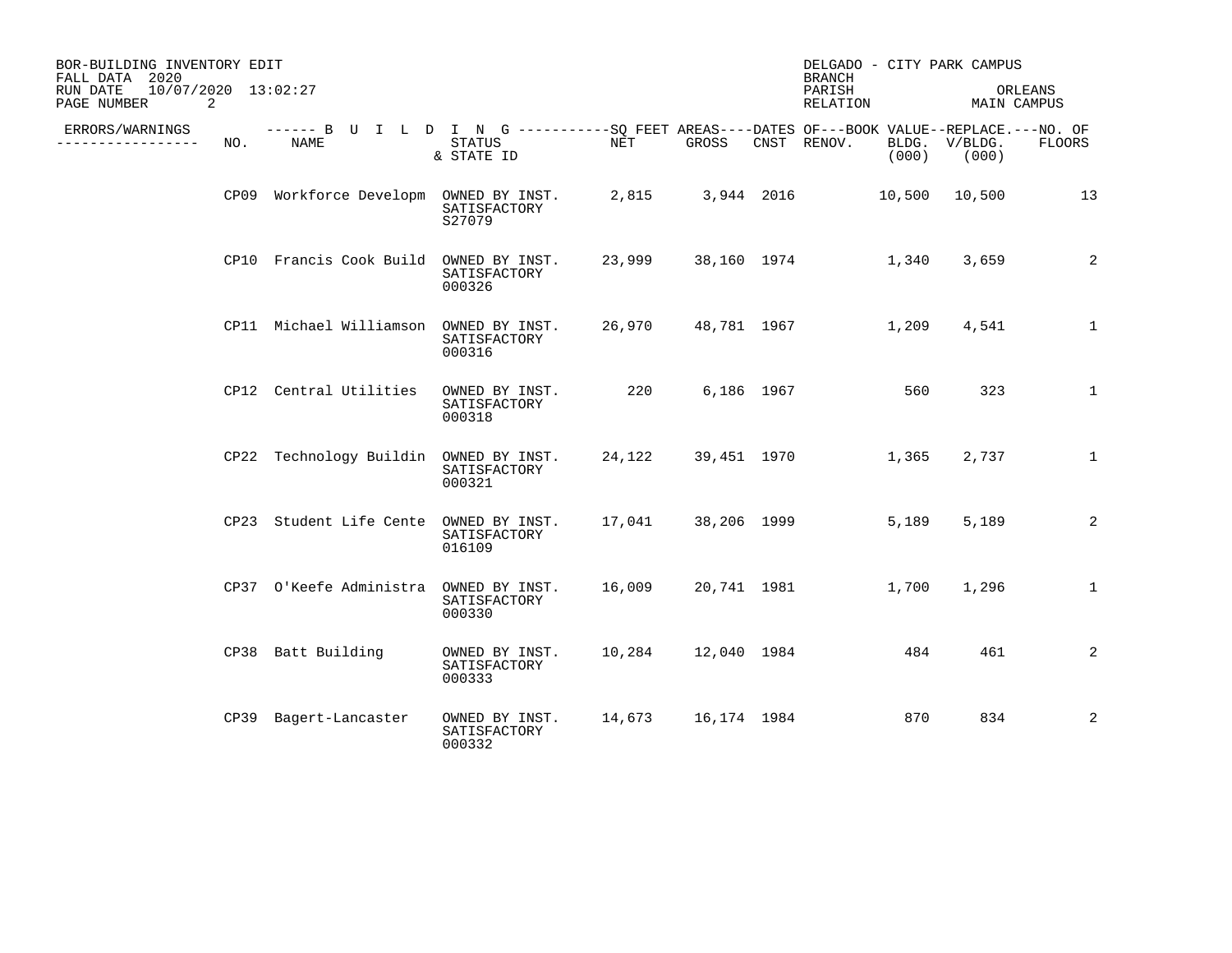BOR-BUILDING INVENTORY EDIT
FALL DATA 2020
RUN DATE 10/07/2020 13:02:27

DELGADO - CITY PARK CAMPUS
BRANCH
PARISH ORLEANS
RELATION MAIN CAMPUS

| ERRORS/WARNINGS | NO. | NAME | STATUS & STATE ID | NET | GROSS | CNST | RENOV. | BOOK VALUE BLDG. (000) | REPLACE. V/BLDG. (000) | NO. OF FLOORS |
|---|---|---|---|---|---|---|---|---|---|---|
| | CP09 | Workforce Developm | OWNED BY INST. SATISFACTORY S27079 | 2,815 | 3,944 | 2016 | | 10,500 | 10,500 | 13 |
| | CP10 | Francis Cook Build | OWNED BY INST. SATISFACTORY 000326 | 23,999 | 38,160 | 1974 | | 1,340 | 3,659 | 2 |
| | CP11 | Michael Williamson | OWNED BY INST. SATISFACTORY 000316 | 26,970 | 48,781 | 1967 | | 1,209 | 4,541 | 1 |
| | CP12 | Central Utilities | OWNED BY INST. SATISFACTORY 000318 | 220 | 6,186 | 1967 | | 560 | 323 | 1 |
| | CP22 | Technology Buildin | OWNED BY INST. SATISFACTORY 000321 | 24,122 | 39,451 | 1970 | | 1,365 | 2,737 | 1 |
| | CP23 | Student Life Cente | OWNED BY INST. SATISFACTORY 016109 | 17,041 | 38,206 | 1999 | | 5,189 | 5,189 | 2 |
| | CP37 | O'Keefe Administra | OWNED BY INST. SATISFACTORY 000330 | 16,009 | 20,741 | 1981 | | 1,700 | 1,296 | 1 |
| | CP38 | Batt Building | OWNED BY INST. SATISFACTORY 000333 | 10,284 | 12,040 | 1984 | | 484 | 461 | 2 |
| | CP39 | Bagert-Lancaster | OWNED BY INST. SATISFACTORY 000332 | 14,673 | 16,174 | 1984 | | 870 | 834 | 2 |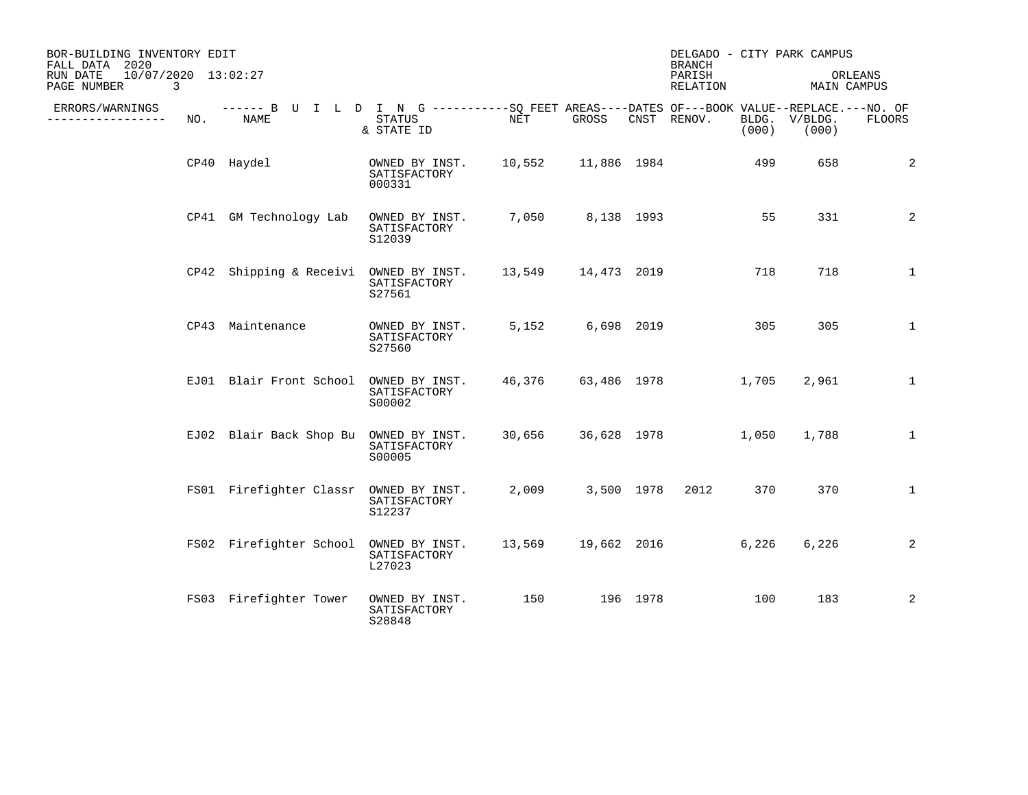BOR-BUILDING INVENTORY EDIT
FALL DATA 2020
RUN DATE 10/07/2020 13:02:27

DELGADO - CITY PARK CAMPUS
BRANCH
PARISH ORLEANS
RELATION MAIN CAMPUS

| ERRORS/WARNINGS | NO. | NAME | STATUS & STATE ID | NET | GROSS | CNST | RENOV. | BOOK VALUE BLDG. (000) | REPLACE. V/BLDG. (000) | NO. OF FLOORS |
|---|---|---|---|---|---|---|---|---|---|---|
| | CP40 | Haydel | OWNED BY INST. SATISFACTORY 000331 | 10,552 | 11,886 | 1984 | | 499 | 658 | 2 |
| | CP41 | GM Technology Lab | OWNED BY INST. SATISFACTORY S12039 | 7,050 | 8,138 | 1993 | | 55 | 331 | 2 |
| | CP42 | Shipping & Receivi | OWNED BY INST. SATISFACTORY S27561 | 13,549 | 14,473 | 2019 | | 718 | 718 | 1 |
| | CP43 | Maintenance | OWNED BY INST. SATISFACTORY S27560 | 5,152 | 6,698 | 2019 | | 305 | 305 | 1 |
| | EJ01 | Blair Front School | OWNED BY INST. SATISFACTORY S00002 | 46,376 | 63,486 | 1978 | | 1,705 | 2,961 | 1 |
| | EJ02 | Blair Back Shop Bu | OWNED BY INST. SATISFACTORY S00005 | 30,656 | 36,628 | 1978 | | 1,050 | 1,788 | 1 |
| | FS01 | Firefighter Classr | OWNED BY INST. SATISFACTORY S12237 | 2,009 | 3,500 | 1978 | 2012 | 370 | 370 | 1 |
| | FS02 | Firefighter School | OWNED BY INST. SATISFACTORY L27023 | 13,569 | 19,662 | 2016 | | 6,226 | 6,226 | 2 |
| | FS03 | Firefighter Tower | OWNED BY INST. SATISFACTORY S28848 | 150 | 196 | 1978 | | 100 | 183 | 2 |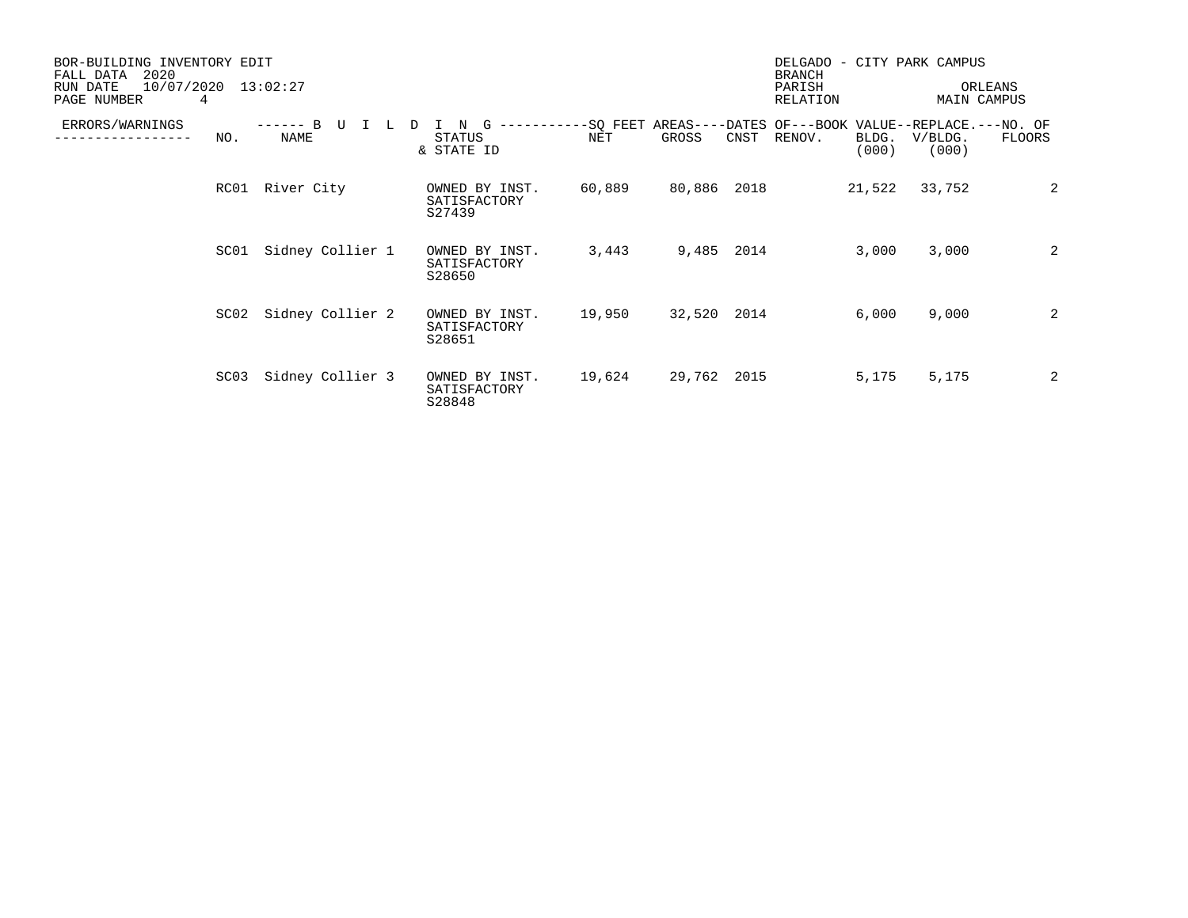BOR-BUILDING INVENTORY EDIT
FALL DATA 2020
RUN DATE 10/07/2020 13:02:27

DELGADO - CITY PARK CAMPUS
BRANCH
PARISH ORLEANS
RELATION MAIN CAMPUS

| ERRORS/WARNINGS | NO. | BUILDING NAME | STATUS & STATE ID | SQ FEET AREAS NET | SQ FEET AREAS GROSS | DATES OF CNST | DATES OF RENOV. | BOOK VALUE BLDG. (000) | REPLACE. V/BLDG. (000) | NO. OF FLOORS |
|---|---|---|---|---|---|---|---|---|---|---|
| | RC01 | River City | OWNED BY INST. SATISFACTORY S27439 | 60,889 | 80,886 | 2018 | | 21,522 | 33,752 | 2 |
| | SC01 | Sidney Collier 1 | OWNED BY INST. SATISFACTORY S28650 | 3,443 | 9,485 | 2014 | | 3,000 | 3,000 | 2 |
| | SC02 | Sidney Collier 2 | OWNED BY INST. SATISFACTORY S28651 | 19,950 | 32,520 | 2014 | | 6,000 | 9,000 | 2 |
| | SC03 | Sidney Collier 3 | OWNED BY INST. SATISFACTORY S28848 | 19,624 | 29,762 | 2015 | | 5,175 | 5,175 | 2 |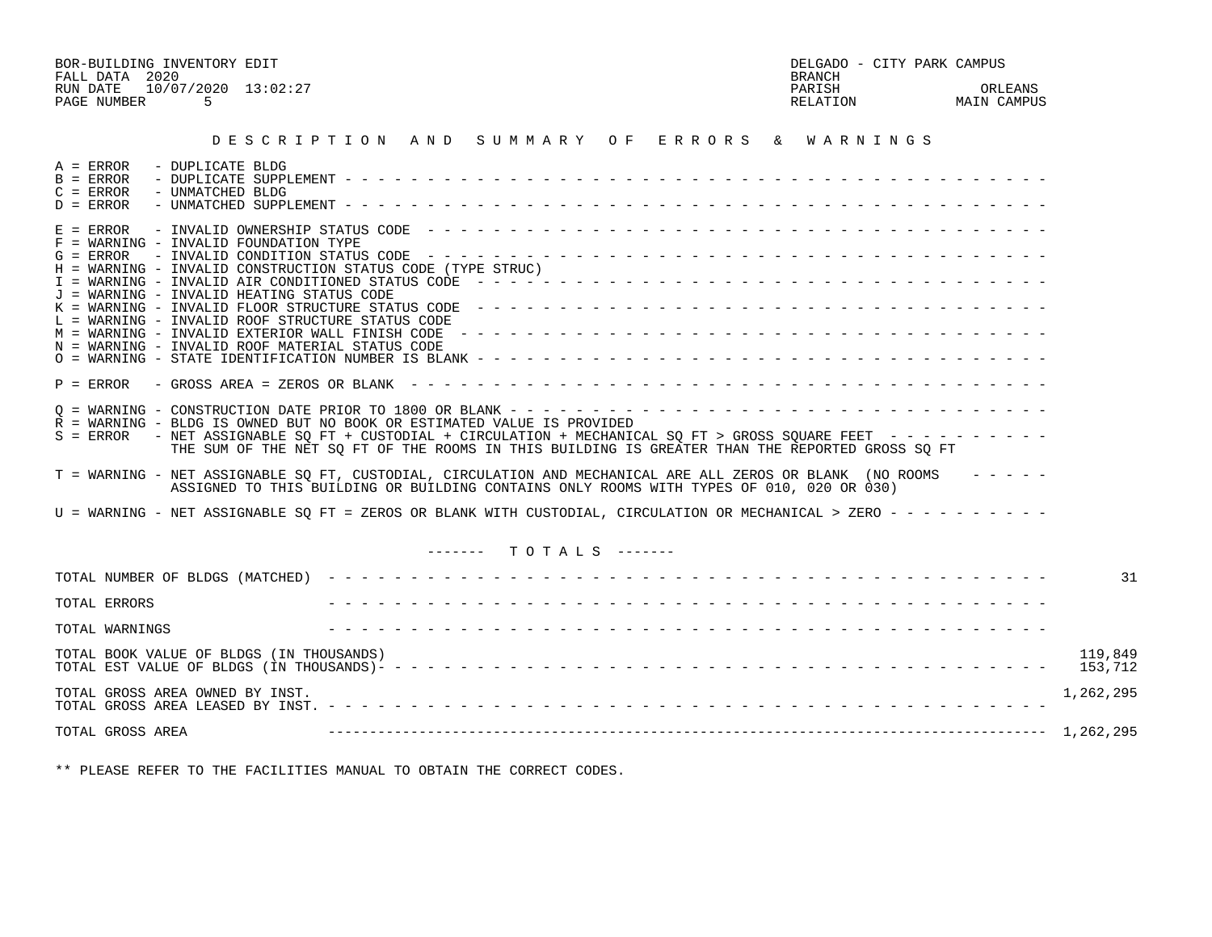BOR-BUILDING INVENTORY EDIT
FALL DATA 2020
RUN DATE 10/07/2020 13:02:27
PAGE NUMBER 5

DELGADO - CITY PARK CAMPUS
BRANCH
PARISH ORLEANS
RELATION MAIN CAMPUS

## DESCRIPTION AND SUMMARY OF ERRORS & WARNINGS

A = ERROR - DUPLICATE BLDG
B = ERROR - DUPLICATE SUPPLEMENT
C = ERROR - UNMATCHED BLDG
D = ERROR - UNMATCHED SUPPLEMENT

E = ERROR - INVALID OWNERSHIP STATUS CODE
F = WARNING - INVALID FOUNDATION TYPE
G = ERROR - INVALID CONDITION STATUS CODE
H = WARNING - INVALID CONSTRUCTION STATUS CODE (TYPE STRUC)
I = WARNING - INVALID AIR CONDITIONED STATUS CODE
J = WARNING - INVALID HEATING STATUS CODE
K = WARNING - INVALID FLOOR STRUCTURE STATUS CODE
L = WARNING - INVALID ROOF STRUCTURE STATUS CODE
M = WARNING - INVALID EXTERIOR WALL FINISH CODE
N = WARNING - INVALID ROOF MATERIAL STATUS CODE
O = WARNING - STATE IDENTIFICATION NUMBER IS BLANK

P = ERROR - GROSS AREA = ZEROS OR BLANK

Q = WARNING - CONSTRUCTION DATE PRIOR TO 1800 OR BLANK
R = WARNING - BLDG IS OWNED BUT NO BOOK OR ESTIMATED VALUE IS PROVIDED
S = ERROR - NET ASSIGNABLE SQ FT + CUSTODIAL + CIRCULATION + MECHANICAL SQ FT > GROSS SQUARE FEET
THE SUM OF THE NET SQ FT OF THE ROOMS IN THIS BUILDING IS GREATER THAN THE REPORTED GROSS SQ FT

T = WARNING - NET ASSIGNABLE SQ FT, CUSTODIAL, CIRCULATION AND MECHANICAL ARE ALL ZEROS OR BLANK (NO ROOMS ASSIGNED TO THIS BUILDING OR BUILDING CONTAINS ONLY ROOMS WITH TYPES OF 010, 020 OR 030)

U = WARNING - NET ASSIGNABLE SQ FT = ZEROS OR BLANK WITH CUSTODIAL, CIRCULATION OR MECHANICAL > ZERO

## TOTALS

| | |
|---|---|
| TOTAL NUMBER OF BLDGS (MATCHED) | 31 |
| TOTAL ERRORS | |
| TOTAL WARNINGS | |
| TOTAL BOOK VALUE OF BLDGS (IN THOUSANDS) | 119,849 |
| TOTAL EST VALUE OF BLDGS (IN THOUSANDS) | 153,712 |
| TOTAL GROSS AREA OWNED BY INST. | 1,262,295 |
| TOTAL GROSS AREA LEASED BY INST. | |
| TOTAL GROSS AREA | 1,262,295 |

** PLEASE REFER TO THE FACILITIES MANUAL TO OBTAIN THE CORRECT CODES.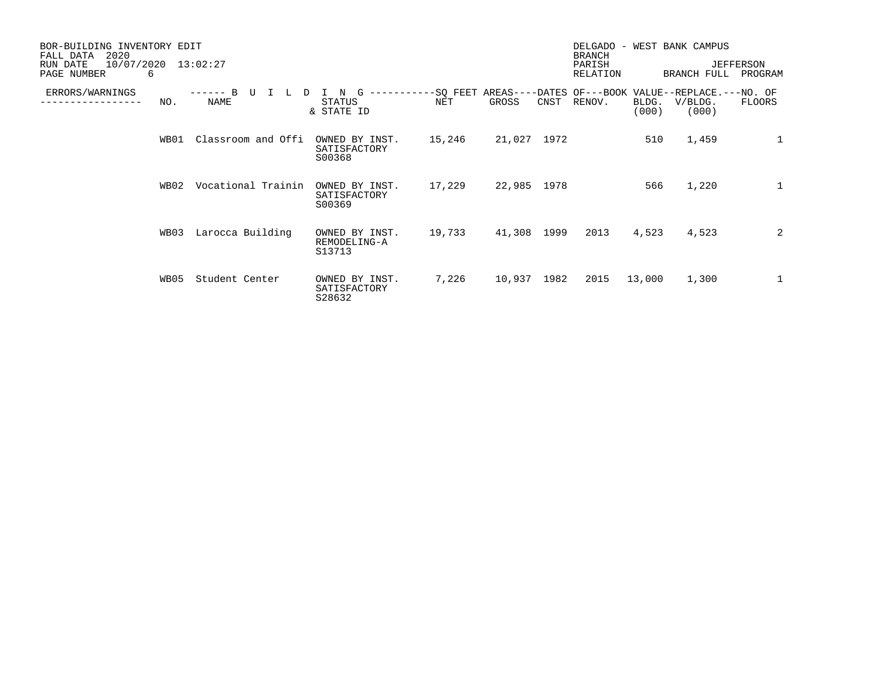BOR-BUILDING INVENTORY EDIT
FALL DATA 2020
RUN DATE 10/07/2020 13:02:27

DELGADO - WEST BANK CAMPUS
BRANCH
PARISH JEFFERSON
RELATION BRANCH FULL PROGRAM

| ERRORS/WARNINGS | NO. | BUILDING NAME | STATUS & STATE ID | SQ FEET AREAS NET | SQ FEET AREAS GROSS | DATES OF CNST | DATES OF RENOV. | BOOK VALUE BLDG. (000) | REPLACE. V/BLDG. (000) | NO. OF FLOORS |
|---|---|---|---|---|---|---|---|---|---|---|
| | WB01 | Classroom and Offi | OWNED BY INST. SATISFACTORY S00368 | 15,246 | 21,027 | 1972 | | 510 | 1,459 | 1 |
| | WB02 | Vocational Trainin | OWNED BY INST. SATISFACTORY S00369 | 17,229 | 22,985 | 1978 | | 566 | 1,220 | 1 |
| | WB03 | Larocca Building | OWNED BY INST. REMODELING-A S13713 | 19,733 | 41,308 | 1999 | 2013 | 4,523 | 4,523 | 2 |
| | WB05 | Student Center | OWNED BY INST. SATISFACTORY S28632 | 7,226 | 10,937 | 1982 | 2015 | 13,000 | 1,300 | 1 |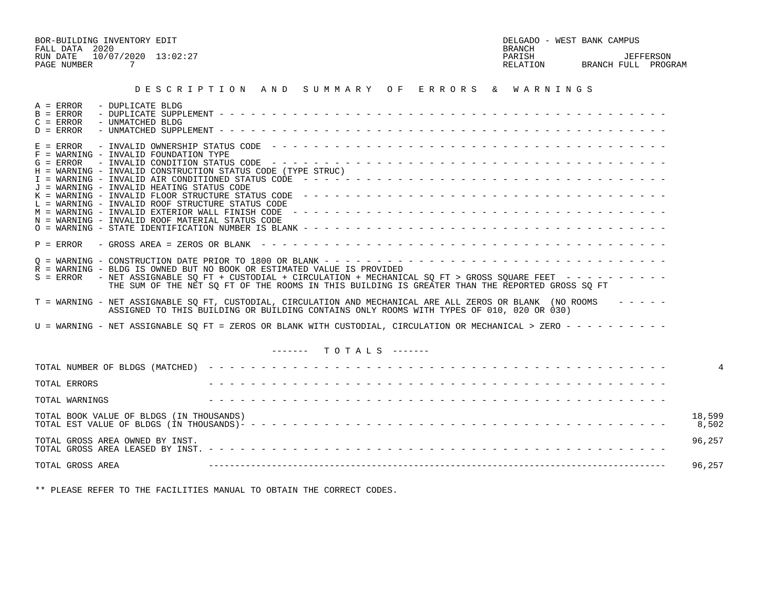BOR-BUILDING INVENTORY EDIT
FALL DATA 2020
RUN DATE 10/07/2020 13:02:27

DELGADO - WEST BANK CAMPUS
BRANCH
PARISH JEFFERSON
RELATION BRANCH FULL PROGRAM

## DESCRIPTION AND SUMMARY OF ERRORS & WARNINGS

A = ERROR - DUPLICATE BLDG
B = ERROR - DUPLICATE SUPPLEMENT
C = ERROR - UNMATCHED BLDG
D = ERROR - UNMATCHED SUPPLEMENT

E = ERROR - INVALID OWNERSHIP STATUS CODE
F = WARNING - INVALID FOUNDATION TYPE
G = ERROR - INVALID CONDITION STATUS CODE
H = WARNING - INVALID CONSTRUCTION STATUS CODE (TYPE STRUC)
I = WARNING - INVALID AIR CONDITIONED STATUS CODE
J = WARNING - INVALID HEATING STATUS CODE
K = WARNING - INVALID FLOOR STRUCTURE STATUS CODE
L = WARNING - INVALID ROOF STRUCTURE STATUS CODE
M = WARNING - INVALID EXTERIOR WALL FINISH CODE
N = WARNING - INVALID ROOF MATERIAL STATUS CODE
O = WARNING - STATE IDENTIFICATION NUMBER IS BLANK

P = ERROR - GROSS AREA = ZEROS OR BLANK

Q = WARNING - CONSTRUCTION DATE PRIOR TO 1800 OR BLANK
R = WARNING - BLDG IS OWNED BUT NO BOOK OR ESTIMATED VALUE IS PROVIDED
S = ERROR - NET ASSIGNABLE SQ FT + CUSTODIAL + CIRCULATION + MECHANICAL SQ FT > GROSS SQUARE FEET
THE SUM OF THE NET SQ FT OF THE ROOMS IN THIS BUILDING IS GREATER THAN THE REPORTED GROSS SQ FT

T = WARNING - NET ASSIGNABLE SQ FT, CUSTODIAL, CIRCULATION AND MECHANICAL ARE ALL ZEROS OR BLANK (NO ROOMS ASSIGNED TO THIS BUILDING OR BUILDING CONTAINS ONLY ROOMS WITH TYPES OF 010, 020 OR 030)

U = WARNING - NET ASSIGNABLE SQ FT = ZEROS OR BLANK WITH CUSTODIAL, CIRCULATION OR MECHANICAL > ZERO

## TOTALS

| | |
|---|---|
| TOTAL NUMBER OF BLDGS (MATCHED) | 4 |
| TOTAL ERRORS | |
| TOTAL WARNINGS | |
| TOTAL BOOK VALUE OF BLDGS (IN THOUSANDS) | 18,599 |
| TOTAL EST VALUE OF BLDGS (IN THOUSANDS) | 8,502 |
| TOTAL GROSS AREA OWNED BY INST. | 96,257 |
| TOTAL GROSS AREA LEASED BY INST. | |
| TOTAL GROSS AREA | 96,257 |

** PLEASE REFER TO THE FACILITIES MANUAL TO OBTAIN THE CORRECT CODES.